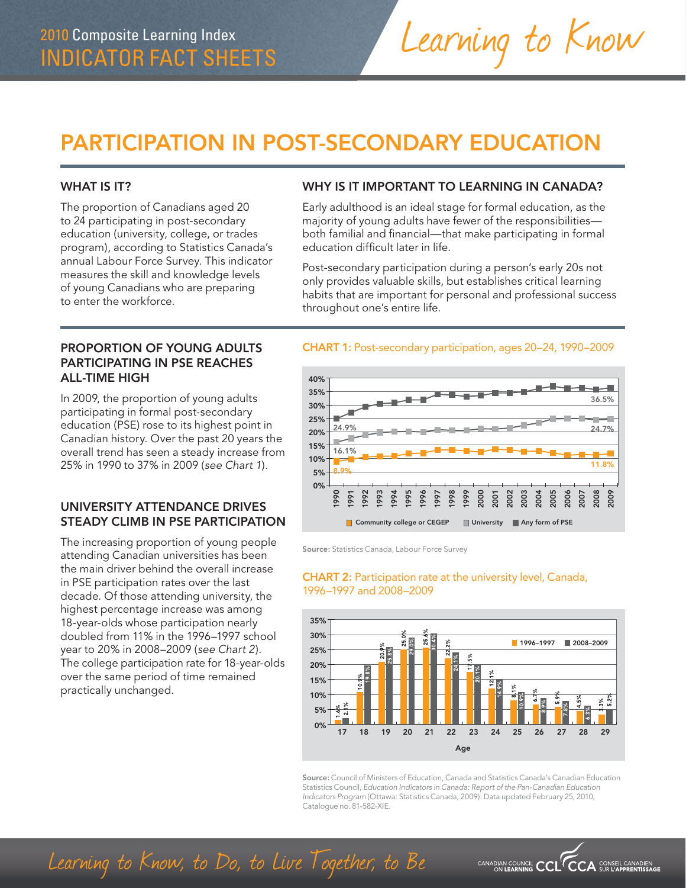2010 Composite Learning Index
INDICATOR FACT SHEETS

Learning to Know

# PARTICIPATION IN POST-SECONDARY EDUCATION

### WHAT IS IT?

The proportion of Canadians aged 20 to 24 participating in post-secondary education (university, college, or trades program), according to Statistics Canada's annual Labour Force Survey. This indicator measures the skill and knowledge levels of young Canadians who are preparing to enter the workforce.

### WHY IS IT IMPORTANT TO LEARNING IN CANADA?

Early adulthood is an ideal stage for formal education, as the majority of young adults have fewer of the responsibilities—both familial and financial—that make participating in formal education difficult later in life.

Post-secondary participation during a person's early 20s not only provides valuable skills, but establishes critical learning habits that are important for personal and professional success throughout one's entire life.

### PROPORTION OF YOUNG ADULTS PARTICIPATING IN PSE REACHES ALL-TIME HIGH

In 2009, the proportion of young adults participating in formal post-secondary education (PSE) rose to its highest point in Canadian history. Over the past 20 years the overall trend has seen a steady increase from 25% in 1990 to 37% in 2009 (*see Chart 1*).

### UNIVERSITY ATTENDANCE DRIVES STEADY CLIMB IN PSE PARTICIPATION

The increasing proportion of young people attending Canadian universities has been the main driver behind the overall increase in PSE participation rates over the last decade. Of those attending university, the highest percentage increase was among 18-year-olds whose participation nearly doubled from 11% in the 1996–1997 school year to 20% in 2008–2009 (*see Chart 2*). The college participation rate for 18-year-olds over the same period of time remained practically unchanged.

**CHART 1:** Post-secondary participation, ages 20–24, 1990–2009

| | 1990 | 2009 |
|---|---|---|
| Community college or CEGEP | 8.9% | 11.8% |
| University | 16.1% | 24.7% |
| Any form of PSE | 24.9% | 36.5% |

**Source:** Statistics Canada, Labour Force Survey

**CHART 2:** Participation rate at the university level, Canada, 1996–1997 and 2008–2009

| Age | 1996–1997 | 2008–2009 |
|---|---|---|
| 17 | 1.6% | 2.1% |
| 18 | 10.9% | 19.8% |
| 19 | 20.9% | 25.8% |
| 20 | 25.0% | 29.0% |
| 21 | 25.6% | 30.4% |
| 22 | 22.2% | 24.1% |
| 23 | 17.5% | 20.1% |
| 24 | 12.1% | 14.9% |
| 25 | 8.1% | 10.9% |
| 26 | 6.7% | 8.9% |
| 27 | 5.9% | 7.8% |
| 28 | 4.5% | 6.3% |
| 29 | 3.3% | 5.2% |

**Source:** Council of Ministers of Education, Canada and Statistics Canada's Canadian Education Statistics Council, *Education Indicators in Canada: Report of the Pan-Canadian Education Indicators Program* (Ottawa: Statistics Canada, 2009). Data updated February 25, 2010, Catalogue no. 81-582-XIE.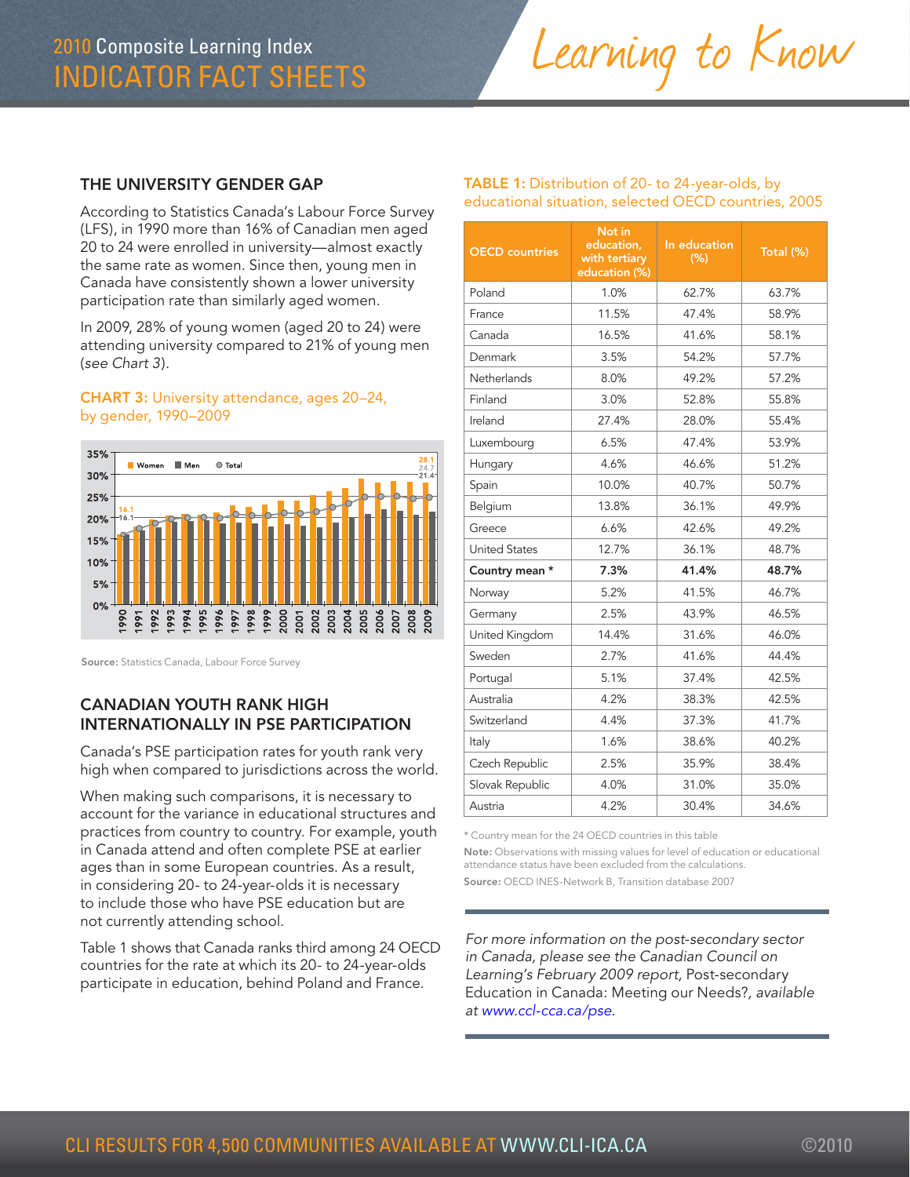## THE UNIVERSITY GENDER GAP

According to Statistics Canada's Labour Force Survey (LFS), in 1990 more than 16% of Canadian men aged 20 to 24 were enrolled in university—almost exactly the same rate as women. Since then, young men in Canada have consistently shown a lower university participation rate than similarly aged women.

In 2009, 28% of young women (aged 20 to 24) were attending university compared to 21% of young men (*see Chart 3*).

**CHART 3:** University attendance, ages 20–24, by gender, 1990–2009

35%
30%
25%
20%
15%
10%
5%
0%

Women
Men
Total

16.1
16.1

28.1
24.7
21.4

1990 1991 1992 1993 1994 1995 1996 1997 1998 1999 2000 2001 2002 2003 2004 2005 2006 2007 2008 2009

**Source:** Statistics Canada, Labour Force Survey

## CANADIAN YOUTH RANK HIGH INTERNATIONALLY IN PSE PARTICIPATION

Canada's PSE participation rates for youth rank very high when compared to jurisdictions across the world.

When making such comparisons, it is necessary to account for the variance in educational structures and practices from country to country. For example, youth in Canada attend and often complete PSE at earlier ages than in some European countries. As a result, in considering 20- to 24-year-olds it is necessary to include those who have PSE education but are not currently attending school.

Table 1 shows that Canada ranks third among 24 OECD countries for the rate at which its 20- to 24-year-olds participate in education, behind Poland and France.

**TABLE 1:** Distribution of 20- to 24-year-olds, by educational situation, selected OECD countries, 2005

| OECD countries | Not in education, with tertiary education (%) | In education (%) | Total (%) |
|---|---|---|---|
| Poland | 1.0% | 62.7% | 63.7% |
| France | 11.5% | 47.4% | 58.9% |
| Canada | 16.5% | 41.6% | 58.1% |
| Denmark | 3.5% | 54.2% | 57.7% |
| Netherlands | 8.0% | 49.2% | 57.2% |
| Finland | 3.0% | 52.8% | 55.8% |
| Ireland | 27.4% | 28.0% | 55.4% |
| Luxembourg | 6.5% | 47.4% | 53.9% |
| Hungary | 4.6% | 46.6% | 51.2% |
| Spain | 10.0% | 40.7% | 50.7% |
| Belgium | 13.8% | 36.1% | 49.9% |
| Greece | 6.6% | 42.6% | 49.2% |
| United States | 12.7% | 36.1% | 48.7% |
| **Country mean *** | **7.3%** | **41.4%** | **48.7%** |
| Norway | 5.2% | 41.5% | 46.7% |
| Germany | 2.5% | 43.9% | 46.5% |
| United Kingdom | 14.4% | 31.6% | 46.0% |
| Sweden | 2.7% | 41.6% | 44.4% |
| Portugal | 5.1% | 37.4% | 42.5% |
| Australia | 4.2% | 38.3% | 42.5% |
| Switzerland | 4.4% | 37.3% | 41.7% |
| Italy | 1.6% | 38.6% | 40.2% |
| Czech Republic | 2.5% | 35.9% | 38.4% |
| Slovak Republic | 4.0% | 31.0% | 35.0% |
| Austria | 4.2% | 30.4% | 34.6% |

* Country mean for the 24 OECD countries in this table

**Note:** Observations with missing values for level of education or educational attendance status have been excluded from the calculations.

**Source:** OECD INES-Network B, Transition database 2007

*For more information on the post-secondary sector in Canada, please see the Canadian Council on Learning's February 2009 report,* Post-secondary Education in Canada: Meeting our Needs?, *available at www.ccl-cca.ca/pse.*